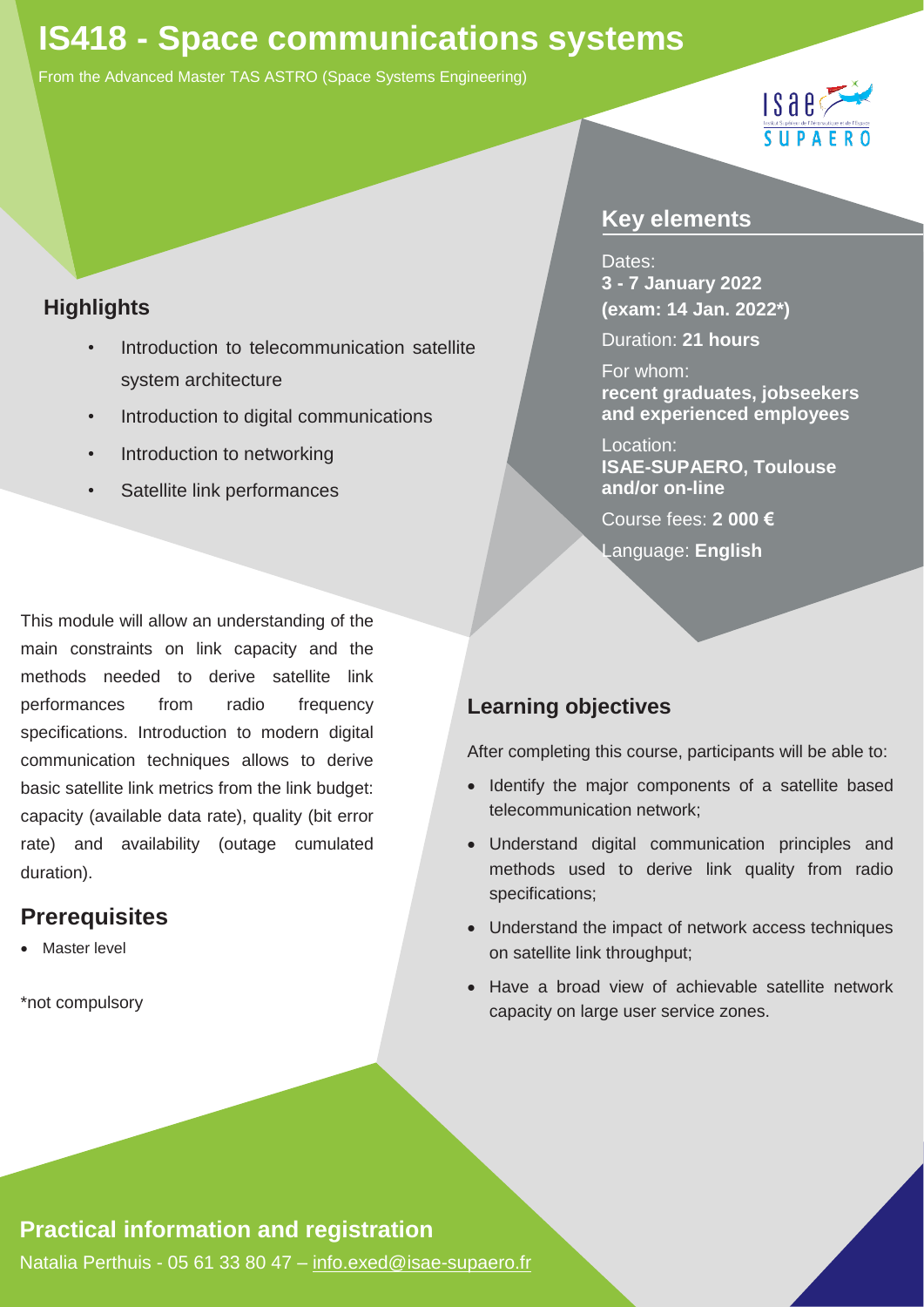# IS418 - Space communications systems

From the Advanced Master TAS ASTRO (Space Systems Engineering)

## Highlights

- Introduction to telecommunication satellite system architecture
- Introduction to digital communications
- Introduction to networking
- Satellite link performances

## Key elements

Dates:
**3 - 7 January 2022**
**(exam: 14 Jan. 2022*)**

Duration: **21 hours**

For whom:
**recent graduates, jobseekers and experienced employees**

Location:
**ISAE-SUPAERO, Toulouse and/or on-line**

Course fees: **2 000 €**

Language: **English**

This module will allow an understanding of the main constraints on link capacity and the methods needed to derive satellite link performances from radio frequency specifications. Introduction to modern digital communication techniques allows to derive basic satellite link metrics from the link budget: capacity (available data rate), quality (bit error rate) and availability (outage cumulated duration).

## Prerequisites

- Master level

*not compulsory

## Learning objectives

After completing this course, participants will be able to:

- Identify the major components of a satellite based telecommunication network;
- Understand digital communication principles and methods used to derive link quality from radio specifications;
- Understand the impact of network access techniques on satellite link throughput;
- Have a broad view of achievable satellite network capacity on large user service zones.

## Practical information and registration

Natalia Perthuis - 05 61 33 80 47 – info.exed@isae-supaero.fr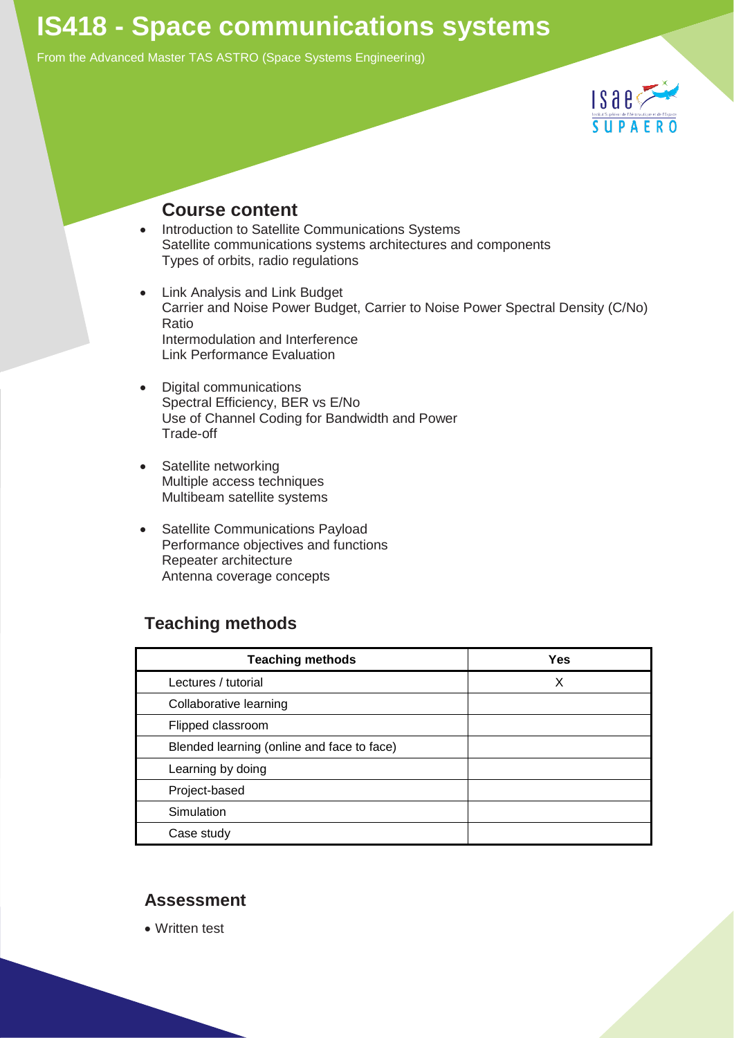# IS418 - Space communications systems

From the Advanced Master TAS ASTRO (Space Systems Engineering)

## Course content

- Introduction to Satellite Communications Systems
  Satellite communications systems architectures and components
  Types of orbits, radio regulations
- Link Analysis and Link Budget
  Carrier and Noise Power Budget, Carrier to Noise Power Spectral Density (C/No) Ratio
  Intermodulation and Interference
  Link Performance Evaluation
- Digital communications
  Spectral Efficiency, BER vs E/No
  Use of Channel Coding for Bandwidth and Power Trade-off
- Satellite networking
  Multiple access techniques
  Multibeam satellite systems
- Satellite Communications Payload
  Performance objectives and functions
  Repeater architecture
  Antenna coverage concepts

## Teaching methods

| Teaching methods | Yes |
|---|---|
| Lectures / tutorial | X |
| Collaborative learning | |
| Flipped classroom | |
| Blended learning (online and face to face) | |
| Learning by doing | |
| Project-based | |
| Simulation | |
| Case study | |

## Assessment

- Written test